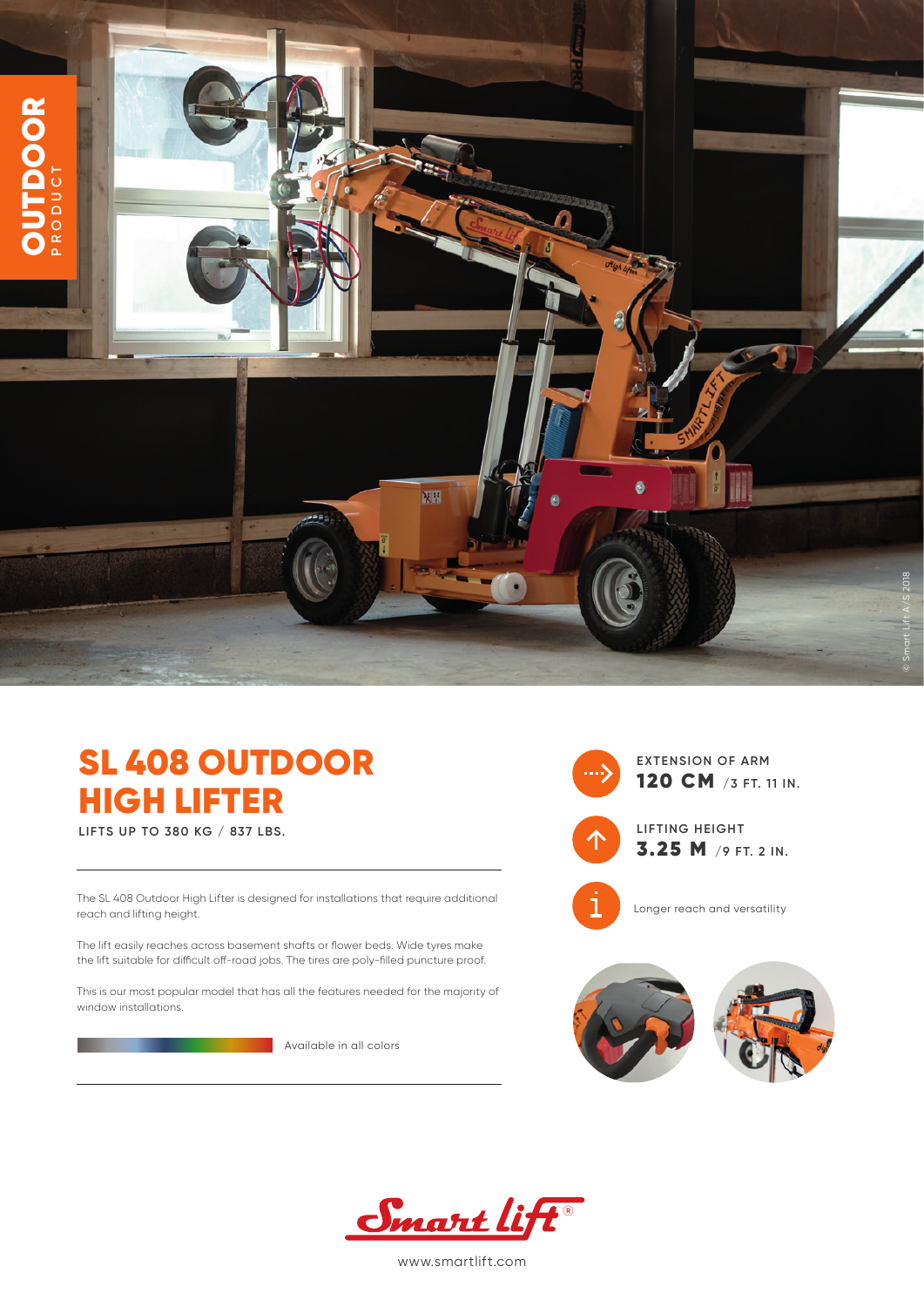OUTDOOR
PRODUCT

# SL 408 OUTDOOR HIGH LIFTER

LIFTS UP TO 380 KG / 837 LBS.

The SL 408 Outdoor High Lifter is designed for installations that require additional reach and lifting height.

The lift easily reaches across basement shafts or flower beds. Wide tyres make the lift suitable for difficult off-road jobs. The tires are poly-filled puncture proof.

This is our most popular model that has all the features needed for the majority of window installations.

Available in all colors

EXTENSION OF ARM
**120 CM** /3 FT. 11 IN.

LIFTING HEIGHT
**3.25 M** /9 FT. 2 IN.

Longer reach and versatility

Smart lift®

www.smartlift.com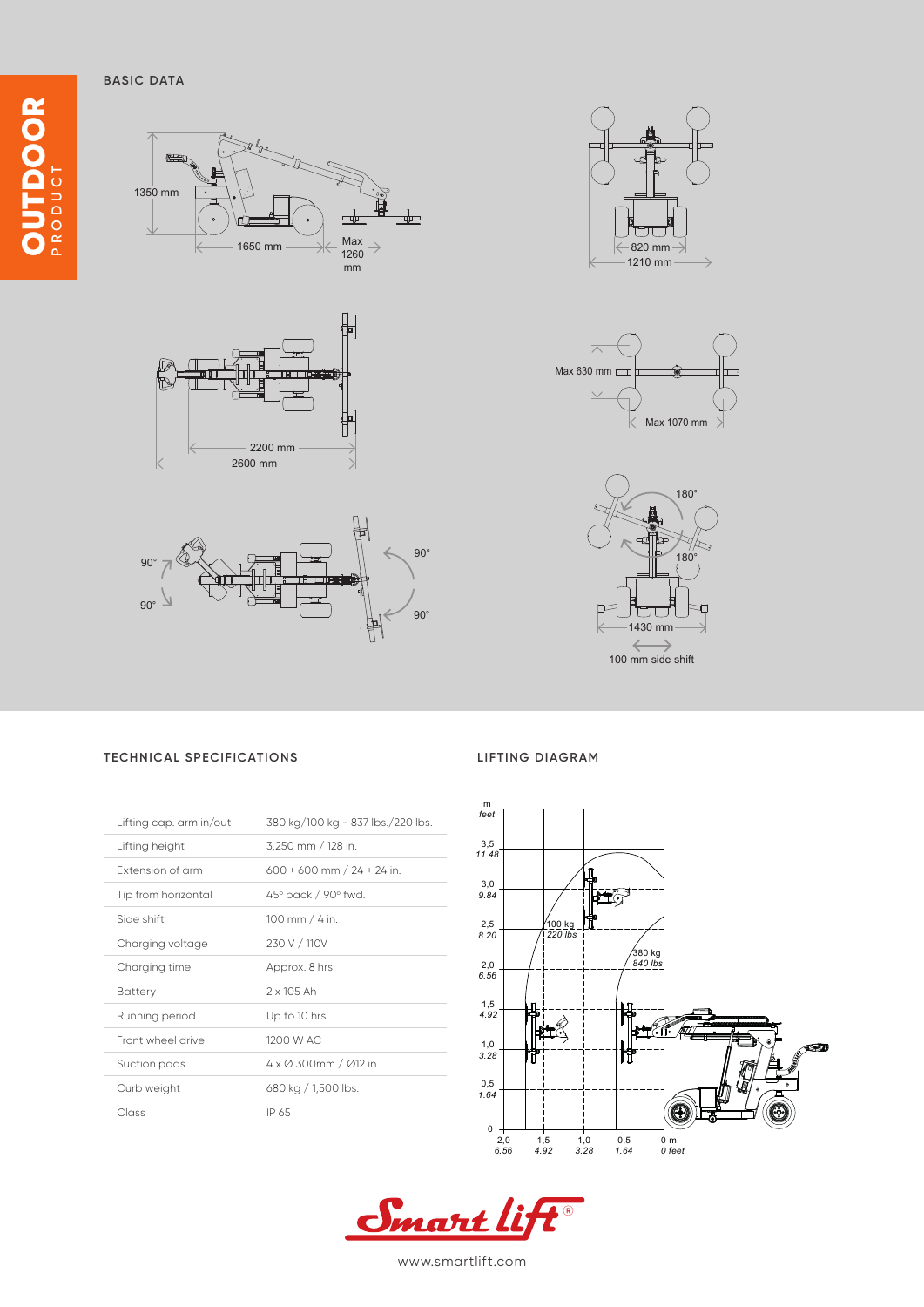OUTDOOR
PRODUCT

## BASIC DATA

1350 mm
1650 mm
Max 1260 mm

820 mm
1210 mm

2200 mm
2600 mm

Max 630 mm
Max 1070 mm

90°
90°
90°
90°

180°
180°
1430 mm
100 mm side shift

## TECHNICAL SPECIFICATIONS

| | |
|---|---|
| Lifting cap. arm in/out | 380 kg/100 kg - 837 lbs./220 lbs. |
| Lifting height | 3,250 mm / 128 in. |
| Extension of arm | 600 + 600 mm / 24 + 24 in. |
| Tip from horizontal | 45° back / 90° fwd. |
| Side shift | 100 mm / 4 in. |
| Charging voltage | 230 V / 110V |
| Charging time | Approx. 8 hrs. |
| Battery | 2 x 105 Ah |
| Running period | Up to 10 hrs. |
| Front wheel drive | 1200 W AC |
| Suction pads | 4 x Ø 300mm / Ø12 in. |
| Curb weight | 680 kg / 1,500 lbs. |
| Class | IP 65 |

## LIFTING DIAGRAM

m
feet
3,5 11.48
3,0 9.84
2,5 8.20
2,0 6.56
1,5 4.92
1,0 3.28
0,5 1.64
0
2,0 6.56
1,5 4.92
1,0 3.28
0,5 1.64
0 m 0 feet

100 kg 220 lbs
380 kg 840 lbs

Smart lift®

www.smartlift.com